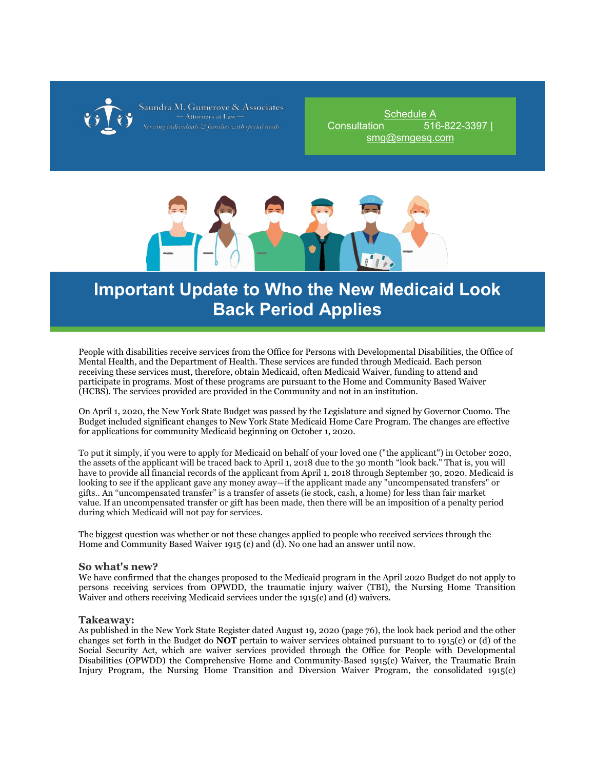Saundra M. Gumerove & Associates
— Attorneys at Law —
Serving individuals & families with special needs

Schedule A Consultation 516-822-3397 | smg@smgesq.com

# Important Update to Who the New Medicaid Look Back Period Applies

People with disabilities receive services from the Office for Persons with Developmental Disabilities, the Office of Mental Health, and the Department of Health. These services are funded through Medicaid. Each person receiving these services must, therefore, obtain Medicaid, often Medicaid Waiver, funding to attend and participate in programs. Most of these programs are pursuant to the Home and Community Based Waiver (HCBS). The services provided are provided in the Community and not in an institution.

On April 1, 2020, the New York State Budget was passed by the Legislature and signed by Governor Cuomo. The Budget included significant changes to New York State Medicaid Home Care Program. The changes are effective for applications for community Medicaid beginning on October 1, 2020.

To put it simply, if you were to apply for Medicaid on behalf of your loved one ("the applicant") in October 2020, the assets of the applicant will be traced back to April 1, 2018 due to the 30 month "look back." That is, you will have to provide all financial records of the applicant from April 1, 2018 through September 30, 2020. Medicaid is looking to see if the applicant gave any money away—if the applicant made any "uncompensated transfers" or gifts.. An "uncompensated transfer" is a transfer of assets (ie stock, cash, a home) for less than fair market value. If an uncompensated transfer or gift has been made, then there will be an imposition of a penalty period during which Medicaid will not pay for services.

The biggest question was whether or not these changes applied to people who received services through the Home and Community Based Waiver 1915 (c) and (d). No one had an answer until now.

### So what's new?

We have confirmed that the changes proposed to the Medicaid program in the April 2020 Budget do not apply to persons receiving services from OPWDD, the traumatic injury waiver (TBI), the Nursing Home Transition Waiver and others receiving Medicaid services under the 1915(c) and (d) waivers.

### Takeaway:

As published in the New York State Register dated August 19, 2020 (page 76), the look back period and the other changes set forth in the Budget do **NOT** pertain to waiver services obtained pursuant to to 1915(c) or (d) of the Social Security Act, which are waiver services provided through the Office for People with Developmental Disabilities (OPWDD) the Comprehensive Home and Community-Based 1915(c) Waiver, the Traumatic Brain Injury Program, the Nursing Home Transition and Diversion Waiver Program, the consolidated 1915(c)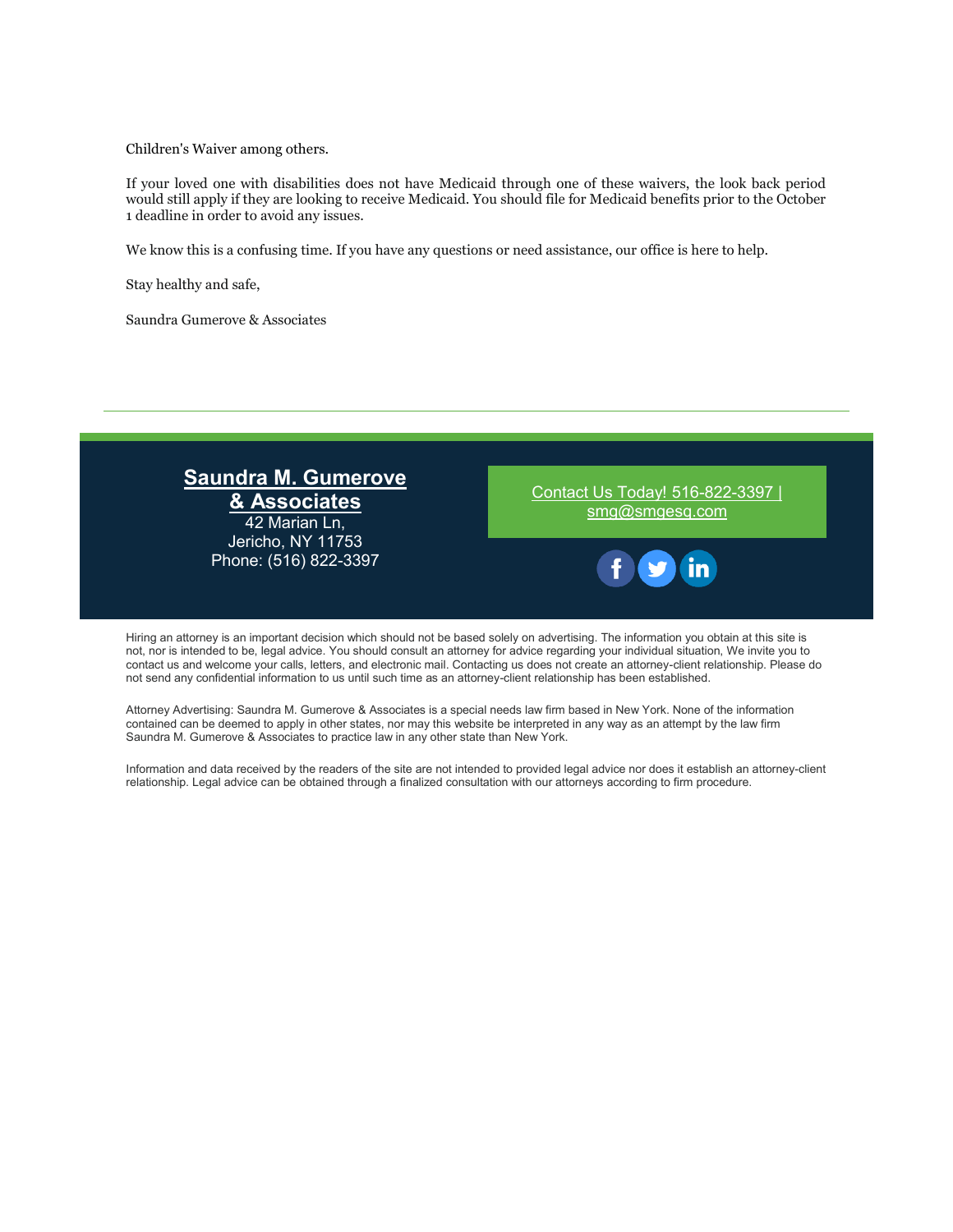Children's Waiver among others.

If your loved one with disabilities does not have Medicaid through one of these waivers, the look back period would still apply if they are looking to receive Medicaid. You should file for Medicaid benefits prior to the October 1 deadline in order to avoid any issues.

We know this is a confusing time. If you have any questions or need assistance, our office is here to help.

Stay healthy and safe,

Saundra Gumerove & Associates

---

**Saundra M. Gumerove & Associates**
42 Marian Ln,
Jericho, NY 11753
Phone: (516) 822-3397

Contact Us Today! 516-822-3397 | smg@smgesq.com

Hiring an attorney is an important decision which should not be based solely on advertising. The information you obtain at this site is not, nor is intended to be, legal advice. You should consult an attorney for advice regarding your individual situation, We invite you to contact us and welcome your calls, letters, and electronic mail. Contacting us does not create an attorney-client relationship. Please do not send any confidential information to us until such time as an attorney-client relationship has been established.

Attorney Advertising: Saundra M. Gumerove & Associates is a special needs law firm based in New York. None of the information contained can be deemed to apply in other states, nor may this website be interpreted in any way as an attempt by the law firm Saundra M. Gumerove & Associates to practice law in any other state than New York.

Information and data received by the readers of the site are not intended to provided legal advice nor does it establish an attorney-client relationship. Legal advice can be obtained through a finalized consultation with our attorneys according to firm procedure.